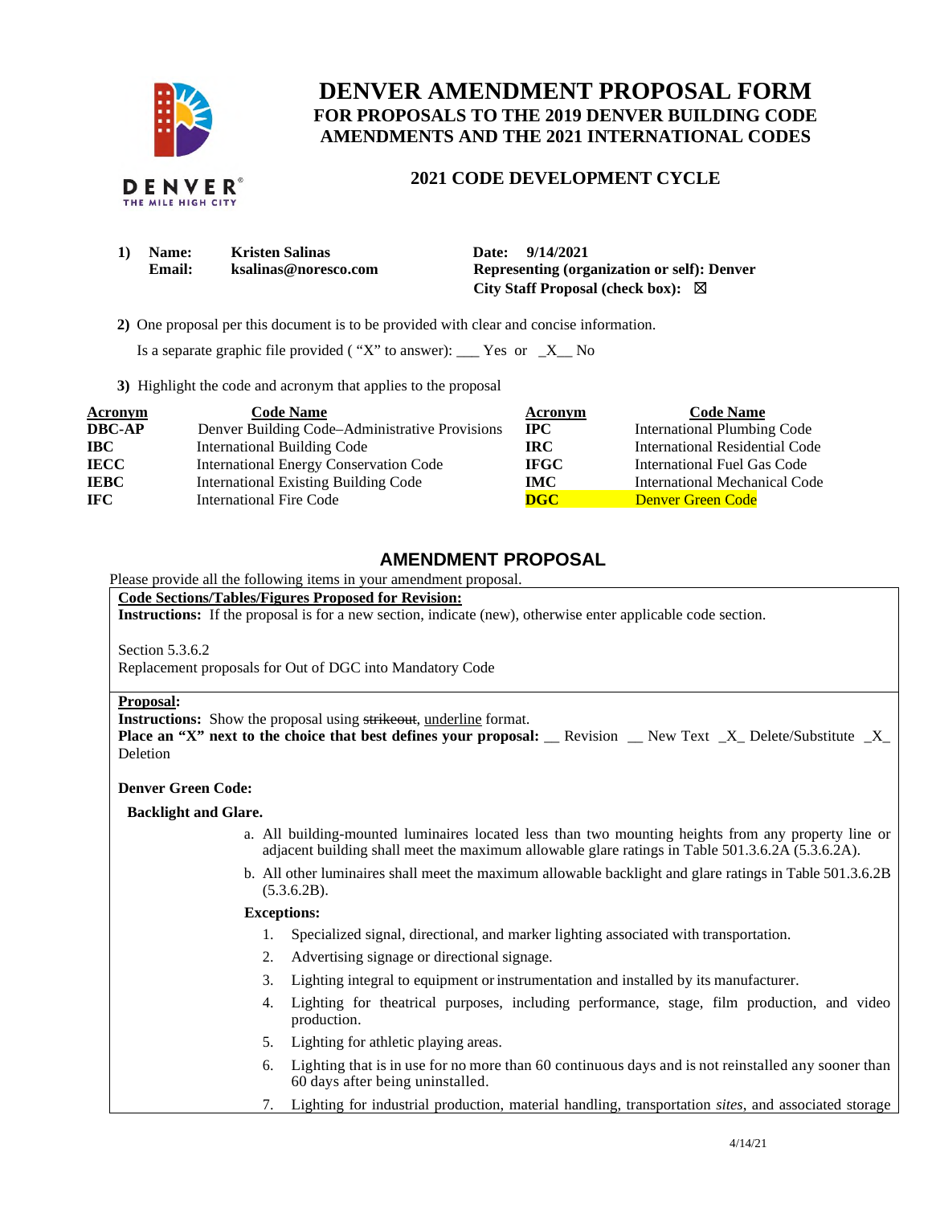# DENVER AMENDMENT PROPOSAL FORM

## FOR PROPOSALS TO THE 2019 DENVER BUILDING CODE AMENDMENTS AND THE 2021 INTERNATIONAL CODES

### 2021 CODE DEVELOPMENT CYCLE

**1) Name:** Kristen Salinas
**Email:** ksalinas@noresco.com

**Date:** 9/14/2021
**Representing (organization or self): Denver**
**City Staff Proposal (check box):** ☒

**2)** One proposal per this document is to be provided with clear and concise information.

Is a separate graphic file provided ( "X" to answer): ___ Yes or _X__ No

**3)** Highlight the code and acronym that applies to the proposal

| Acronym | Code Name | Acronym | Code Name |
|---|---|---|---|
| **DBC-AP** | Denver Building Code–Administrative Provisions | **IPC** | International Plumbing Code |
| **IBC** | International Building Code | **IRC** | International Residential Code |
| **IECC** | International Energy Conservation Code | **IFGC** | International Fuel Gas Code |
| **IEBC** | International Existing Building Code | **IMC** | International Mechanical Code |
| **IFC** | International Fire Code | **DGC** | Denver Green Code |

## AMENDMENT PROPOSAL

Please provide all the following items in your amendment proposal.

**Code Sections/Tables/Figures Proposed for Revision:**

**Instructions:** If the proposal is for a new section, indicate (new), otherwise enter applicable code section.

Section 5.3.6.2
Replacement proposals for Out of DGC into Mandatory Code

**Proposal:**

**Instructions:** Show the proposal using ~~strikeout~~, underline format.

**Place an "X" next to the choice that best defines your proposal:** __ Revision __ New Text _X_ Delete/Substitute _X_ Deletion

**Denver Green Code:**

**Backlight and Glare.**

a. All building-mounted luminaires located less than two mounting heights from any property line or adjacent building shall meet the maximum allowable glare ratings in Table 501.3.6.2A (5.3.6.2A).

b. All other luminaires shall meet the maximum allowable backlight and glare ratings in Table 501.3.6.2B (5.3.6.2B).

**Exceptions:**

1. Specialized signal, directional, and marker lighting associated with transportation.
2. Advertising signage or directional signage.
3. Lighting integral to equipment or instrumentation and installed by its manufacturer.
4. Lighting for theatrical purposes, including performance, stage, film production, and video production.
5. Lighting for athletic playing areas.
6. Lighting that is in use for no more than 60 continuous days and is not reinstalled any sooner than 60 days after being uninstalled.
7. Lighting for industrial production, material handling, transportation *sites*, and associated storage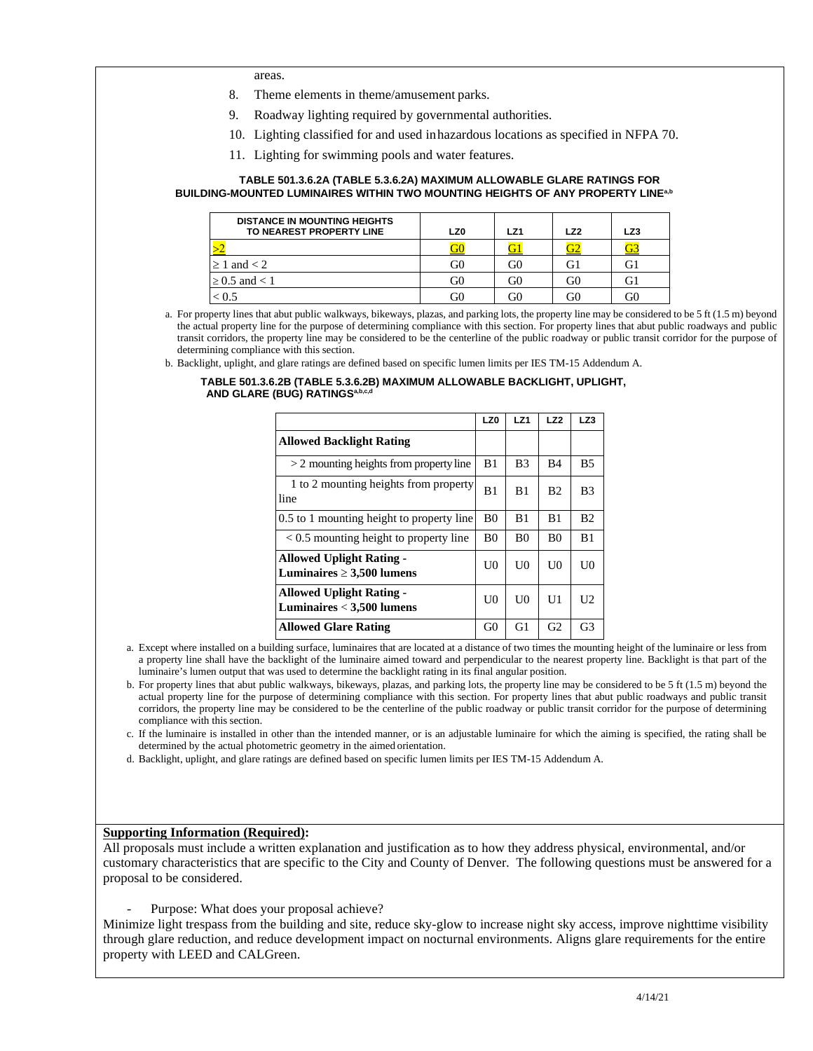areas.

8. Theme elements in theme/amusement parks.
9. Roadway lighting required by governmental authorities.
10. Lighting classified for and used in hazardous locations as specified in NFPA 70.
11. Lighting for swimming pools and water features.

**TABLE 501.3.6.2A (TABLE 5.3.6.2A) MAXIMUM ALLOWABLE GLARE RATINGS FOR BUILDING-MOUNTED LUMINAIRES WITHIN TWO MOUNTING HEIGHTS OF ANY PROPERTY LINE[a,b]**

| DISTANCE IN MOUNTING HEIGHTS TO NEAREST PROPERTY LINE | LZ0 | LZ1 | LZ2 | LZ3 |
|---|---|---|---|---|
| >2 | G0 | G1 | G2 | G3 |
| ≥ 1 and < 2 | G0 | G0 | G1 | G1 |
| ≥ 0.5 and < 1 | G0 | G0 | G0 | G1 |
| < 0.5 | G0 | G0 | G0 | G0 |

a. For property lines that abut public walkways, bikeways, plazas, and parking lots, the property line may be considered to be 5 ft (1.5 m) beyond the actual property line for the purpose of determining compliance with this section. For property lines that abut public roadways and public transit corridors, the property line may be considered to be the centerline of the public roadway or public transit corridor for the purpose of determining compliance with this section.

b. Backlight, uplight, and glare ratings are defined based on specific lumen limits per IES TM-15 Addendum A.

**TABLE 501.3.6.2B (TABLE 5.3.6.2B) MAXIMUM ALLOWABLE BACKLIGHT, UPLIGHT, AND GLARE (BUG) RATINGS[a,b,c,d]**

| | LZ0 | LZ1 | LZ2 | LZ3 |
|---|---|---|---|---|
| **Allowed Backlight Rating** | | | | |
| > 2 mounting heights from property line | B1 | B3 | B4 | B5 |
| 1 to 2 mounting heights from property line | B1 | B1 | B2 | B3 |
| 0.5 to 1 mounting height to property line | B0 | B1 | B1 | B2 |
| < 0.5 mounting height to property line | B0 | B0 | B0 | B1 |
| **Allowed Uplight Rating - Luminaires ≥ 3,500 lumens** | U0 | U0 | U0 | U0 |
| **Allowed Uplight Rating - Luminaires < 3,500 lumens** | U0 | U0 | U1 | U2 |
| **Allowed Glare Rating** | G0 | G1 | G2 | G3 |

a. Except where installed on a building surface, luminaires that are located at a distance of two times the mounting height of the luminaire or less from a property line shall have the backlight of the luminaire aimed toward and perpendicular to the nearest property line. Backlight is that part of the luminaire's lumen output that was used to determine the backlight rating in its final angular position.

b. For property lines that abut public walkways, bikeways, plazas, and parking lots, the property line may be considered to be 5 ft (1.5 m) beyond the actual property line for the purpose of determining compliance with this section. For property lines that abut public roadways and public transit corridors, the property line may be considered to be the centerline of the public roadway or public transit corridor for the purpose of determining compliance with this section.

c. If the luminaire is installed in other than the intended manner, or is an adjustable luminaire for which the aiming is specified, the rating shall be determined by the actual photometric geometry in the aimed orientation.

d. Backlight, uplight, and glare ratings are defined based on specific lumen limits per IES TM-15 Addendum A.

**Supporting Information (Required):**

All proposals must include a written explanation and justification as to how they address physical, environmental, and/or customary characteristics that are specific to the City and County of Denver. The following questions must be answered for a proposal to be considered.

- Purpose: What does your proposal achieve?

Minimize light trespass from the building and site, reduce sky-glow to increase night sky access, improve nighttime visibility through glare reduction, and reduce development impact on nocturnal environments. Aligns glare requirements for the entire property with LEED and CALGreen.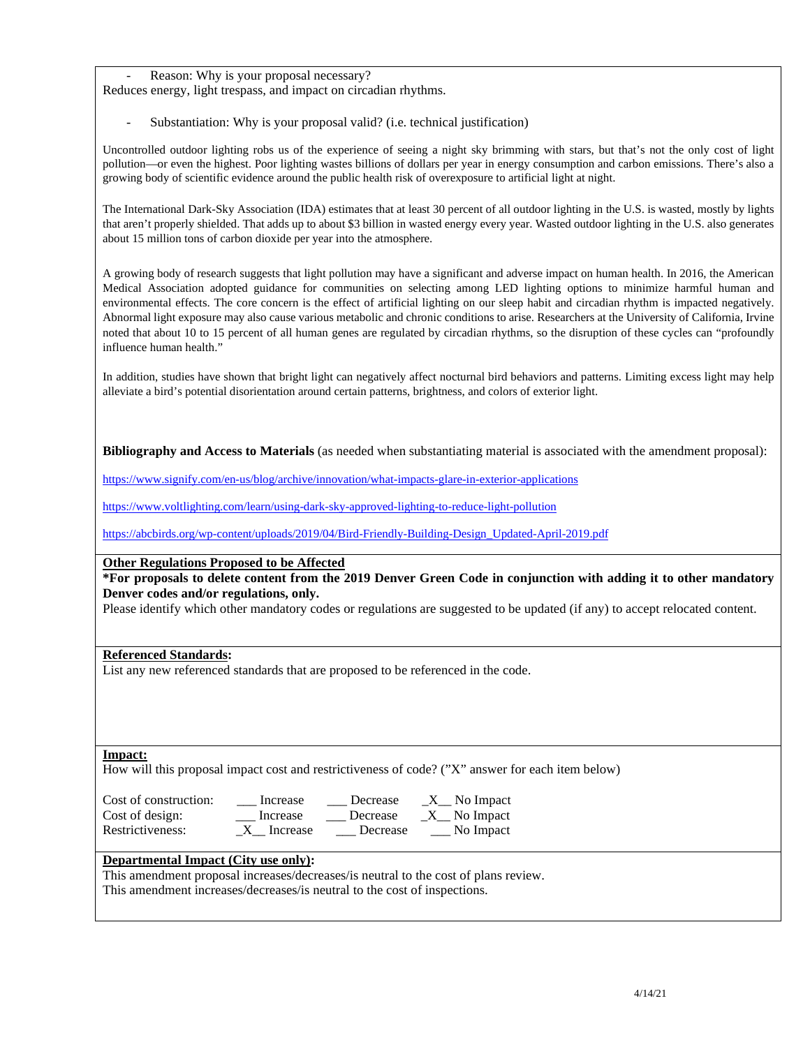- Reason: Why is your proposal necessary?

Reduces energy, light trespass, and impact on circadian rhythms.

- Substantiation: Why is your proposal valid? (i.e. technical justification)

Uncontrolled outdoor lighting robs us of the experience of seeing a night sky brimming with stars, but that's not the only cost of light pollution—or even the highest. Poor lighting wastes billions of dollars per year in energy consumption and carbon emissions. There's also a growing body of scientific evidence around the public health risk of overexposure to artificial light at night.

The International Dark-Sky Association (IDA) estimates that at least 30 percent of all outdoor lighting in the U.S. is wasted, mostly by lights that aren't properly shielded. That adds up to about $3 billion in wasted energy every year. Wasted outdoor lighting in the U.S. also generates about 15 million tons of carbon dioxide per year into the atmosphere.

A growing body of research suggests that light pollution may have a significant and adverse impact on human health. In 2016, the American Medical Association adopted guidance for communities on selecting among LED lighting options to minimize harmful human and environmental effects. The core concern is the effect of artificial lighting on our sleep habit and circadian rhythm is impacted negatively. Abnormal light exposure may also cause various metabolic and chronic conditions to arise. Researchers at the University of California, Irvine noted that about 10 to 15 percent of all human genes are regulated by circadian rhythms, so the disruption of these cycles can "profoundly influence human health."

In addition, studies have shown that bright light can negatively affect nocturnal bird behaviors and patterns. Limiting excess light may help alleviate a bird's potential disorientation around certain patterns, brightness, and colors of exterior light.

**Bibliography and Access to Materials** (as needed when substantiating material is associated with the amendment proposal):

https://www.signify.com/en-us/blog/archive/innovation/what-impacts-glare-in-exterior-applications

https://www.voltlighting.com/learn/using-dark-sky-approved-lighting-to-reduce-light-pollution

https://abcbirds.org/wp-content/uploads/2019/04/Bird-Friendly-Building-Design_Updated-April-2019.pdf

**Other Regulations Proposed to be Affected**

**\*For proposals to delete content from the 2019 Denver Green Code in conjunction with adding it to other mandatory Denver codes and/or regulations, only.**

Please identify which other mandatory codes or regulations are suggested to be updated (if any) to accept relocated content.

**Referenced Standards:**

List any new referenced standards that are proposed to be referenced in the code.

**Impact:**

How will this proposal impact cost and restrictiveness of code? ("X" answer for each item below)

| | | | |
|---|---|---|---|
| Cost of construction: | ___ Increase | ___ Decrease | _X__ No Impact |
| Cost of design: | ___ Increase | ___ Decrease | _X__ No Impact |
| Restrictiveness: | _X__ Increase | ___ Decrease | ___ No Impact |

**Departmental Impact (City use only):**

This amendment proposal increases/decreases/is neutral to the cost of plans review.

This amendment increases/decreases/is neutral to the cost of inspections.